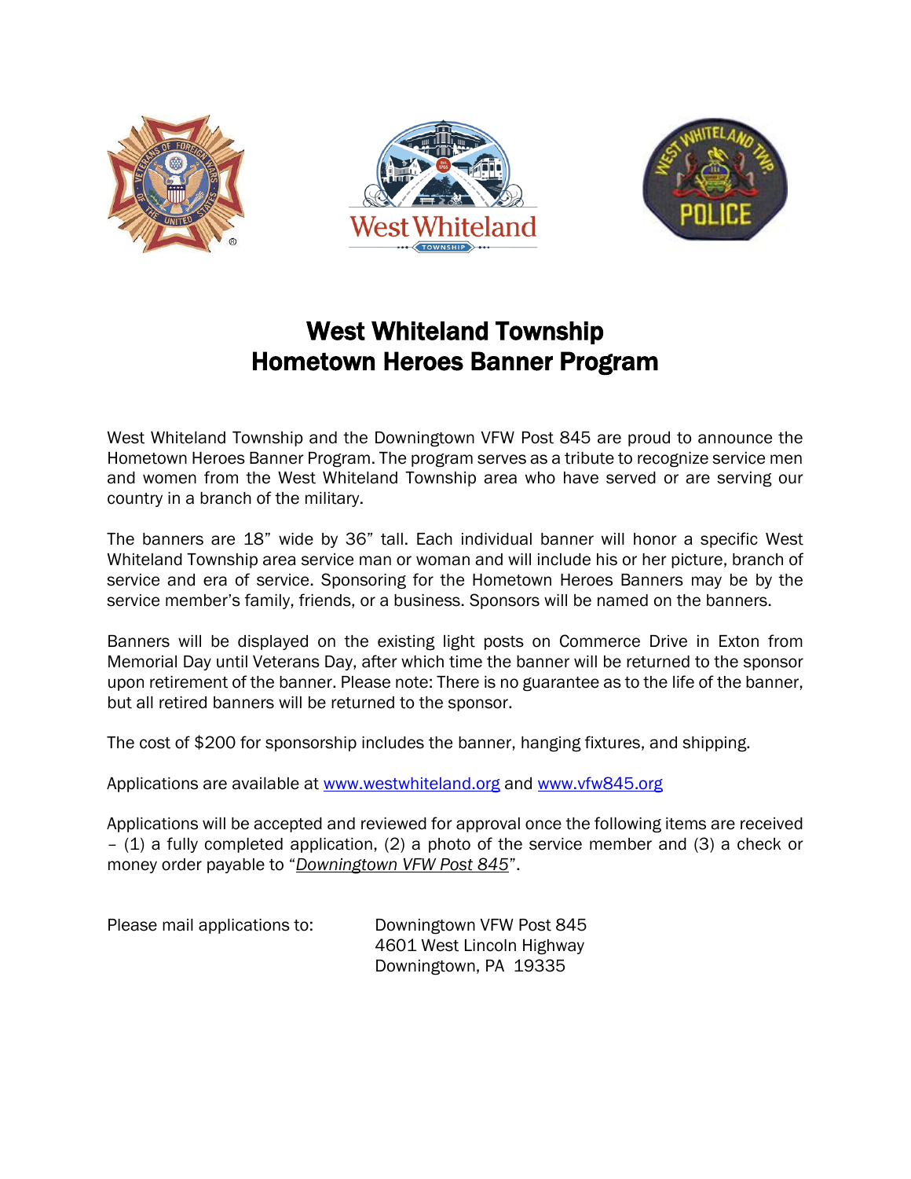# West Whiteland Township
# Hometown Heroes Banner Program

West Whiteland Township and the Downingtown VFW Post 845 are proud to announce the Hometown Heroes Banner Program. The program serves as a tribute to recognize service men and women from the West Whiteland Township area who have served or are serving our country in a branch of the military.

The banners are 18" wide by 36" tall. Each individual banner will honor a specific West Whiteland Township area service man or woman and will include his or her picture, branch of service and era of service. Sponsoring for the Hometown Heroes Banners may be by the service member's family, friends, or a business. Sponsors will be named on the banners.

Banners will be displayed on the existing light posts on Commerce Drive in Exton from Memorial Day until Veterans Day, after which time the banner will be returned to the sponsor upon retirement of the banner. Please note: There is no guarantee as to the life of the banner, but all retired banners will be returned to the sponsor.

The cost of $200 for sponsorship includes the banner, hanging fixtures, and shipping.

Applications are available at www.westwhiteland.org and www.vfw845.org

Applications will be accepted and reviewed for approval once the following items are received – (1) a fully completed application, (2) a photo of the service member and (3) a check or money order payable to "*Downingtown VFW Post 845*".

Please mail applications to:

Downingtown VFW Post 845
4601 West Lincoln Highway
Downingtown, PA 19335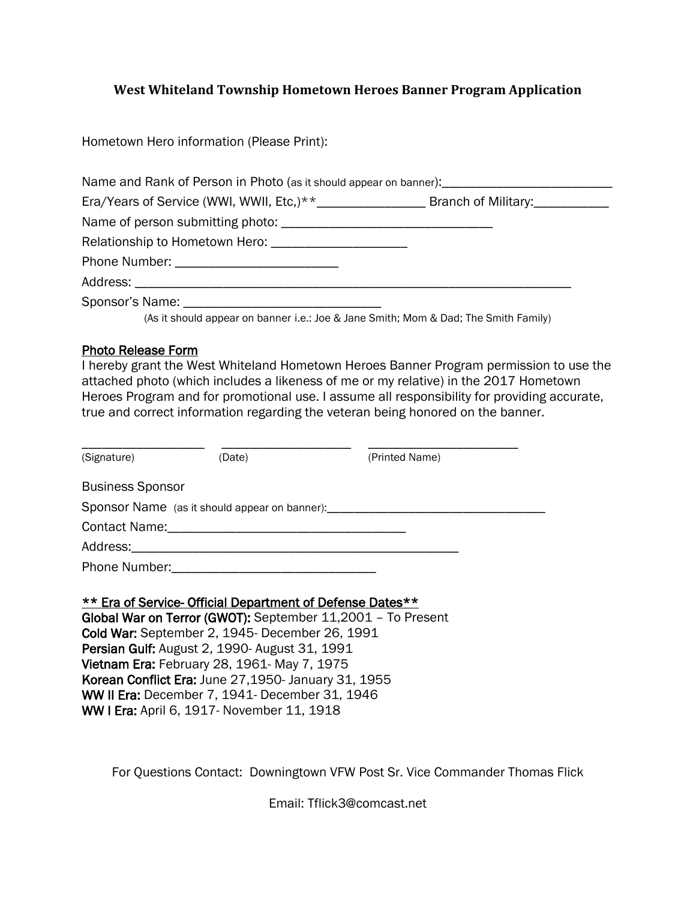## West Whiteland Township Hometown Heroes Banner Program Application

Hometown Hero information (Please Print):

Name and Rank of Person in Photo (as it should appear on banner):__________________________

Era/Years of Service (WWI, WWII, Etc,)**________________ Branch of Military:___________

Name of person submitting photo: _______________________________

Relationship to Hometown Hero: ____________________

Phone Number: ________________________

Address: _________________________________________________________________

Sponsor's Name: ____________________________

(As it should appear on banner i.e.: Joe & Jane Smith; Mom & Dad; The Smith Family)

<u>Photo Release Form</u>

I hereby grant the West Whiteland Hometown Heroes Banner Program permission to use the attached photo (which includes a likeness of me or my relative) in the 2017 Hometown Heroes Program and for promotional use. I assume all responsibility for providing accurate, true and correct information regarding the veteran being honored on the banner.

__________________ ___________________ ______________________

(Signature) (Date) (Printed Name)

Business Sponsor

Sponsor Name (as it should appear on banner):_________________________________

Contact Name:___________________________________

Address:__________________________________________________

Phone Number:______________________________

<u>** Era of Service- Official Department of Defense Dates**</u>

**Global War on Terror (GWOT):** September 11,2001 – To Present

**Cold War:** September 2, 1945- December 26, 1991

**Persian Gulf:** August 2, 1990- August 31, 1991

**Vietnam Era:** February 28, 1961- May 7, 1975

**Korean Conflict Era:** June 27,1950- January 31, 1955

**WW II Era:** December 7, 1941- December 31, 1946

**WW I Era:** April 6, 1917- November 11, 1918

For Questions Contact: Downingtown VFW Post Sr. Vice Commander Thomas Flick

Email: Tflick3@comcast.net